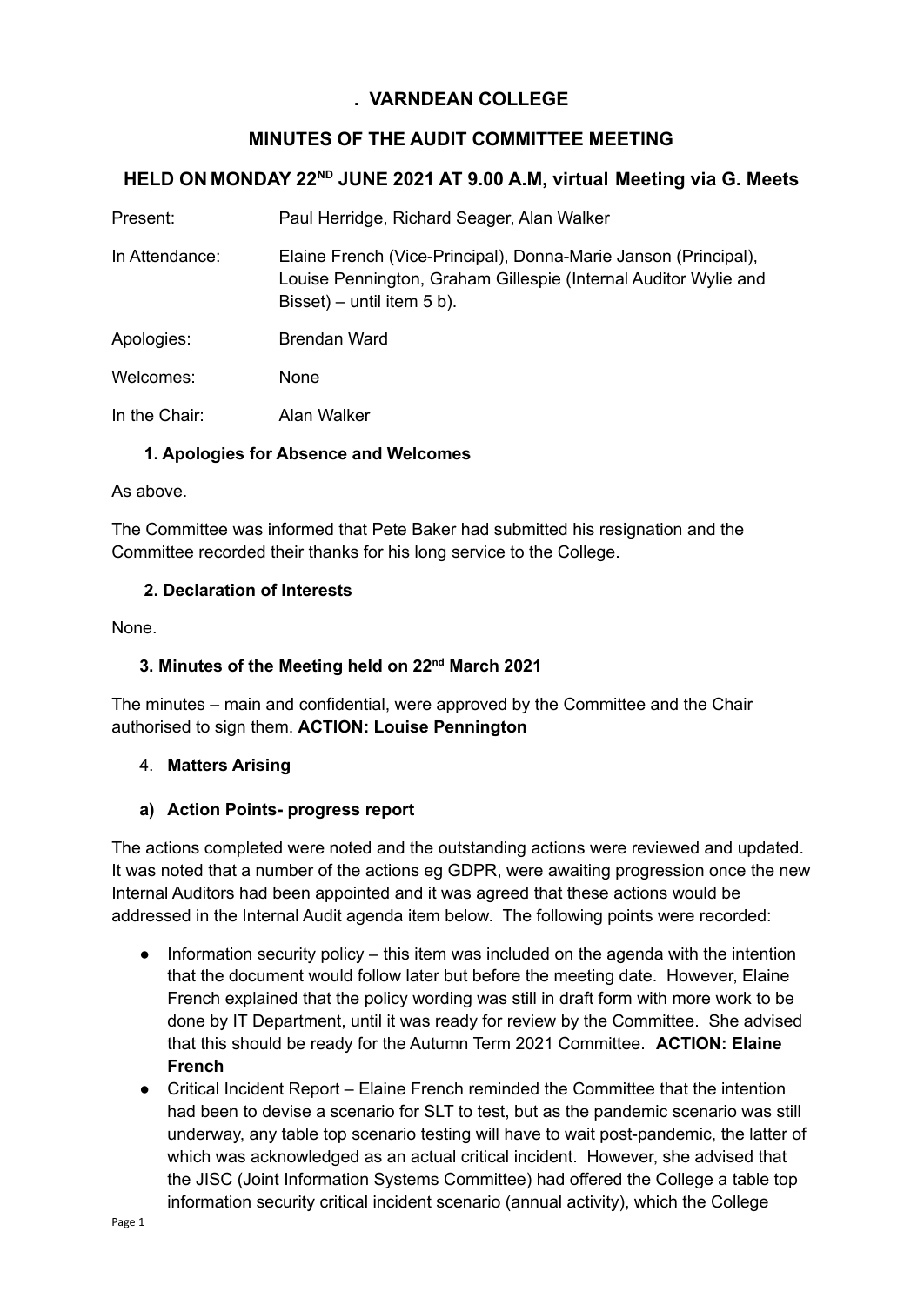# . VARNDEAN COLLEGE

## MINUTES OF THE AUDIT COMMITTEE MEETING

## HELD ON MONDAY 22ND JUNE 2021 AT 9.00 A.M, virtual Meeting via G. Meets

| | |
|---|---|
| Present: | Paul Herridge, Richard Seager, Alan Walker |
| In Attendance: | Elaine French (Vice-Principal), Donna-Marie Janson (Principal), Louise Pennington, Graham Gillespie (Internal Auditor Wylie and Bisset) – until item 5 b). |
| Apologies: | Brendan Ward |
| Welcomes: | None |
| In the Chair: | Alan Walker |

### 1. Apologies for Absence and Welcomes

As above.

The Committee was informed that Pete Baker had submitted his resignation and the Committee recorded their thanks for his long service to the College.

### 2. Declaration of Interests

None.

### 3. Minutes of the Meeting held on 22nd March 2021

The minutes – main and confidential, were approved by the Committee and the Chair authorised to sign them. **ACTION: Louise Pennington**

### 4. Matters Arising

#### a) Action Points- progress report

The actions completed were noted and the outstanding actions were reviewed and updated. It was noted that a number of the actions eg GDPR, were awaiting progression once the new Internal Auditors had been appointed and it was agreed that these actions would be addressed in the Internal Audit agenda item below. The following points were recorded:

- Information security policy – this item was included on the agenda with the intention that the document would follow later but before the meeting date. However, Elaine French explained that the policy wording was still in draft form with more work to be done by IT Department, until it was ready for review by the Committee. She advised that this should be ready for the Autumn Term 2021 Committee. **ACTION: Elaine French**
- Critical Incident Report – Elaine French reminded the Committee that the intention had been to devise a scenario for SLT to test, but as the pandemic scenario was still underway, any table top scenario testing will have to wait post-pandemic, the latter of which was acknowledged as an actual critical incident. However, she advised that the JISC (Joint Information Systems Committee) had offered the College a table top information security critical incident scenario (annual activity), which the College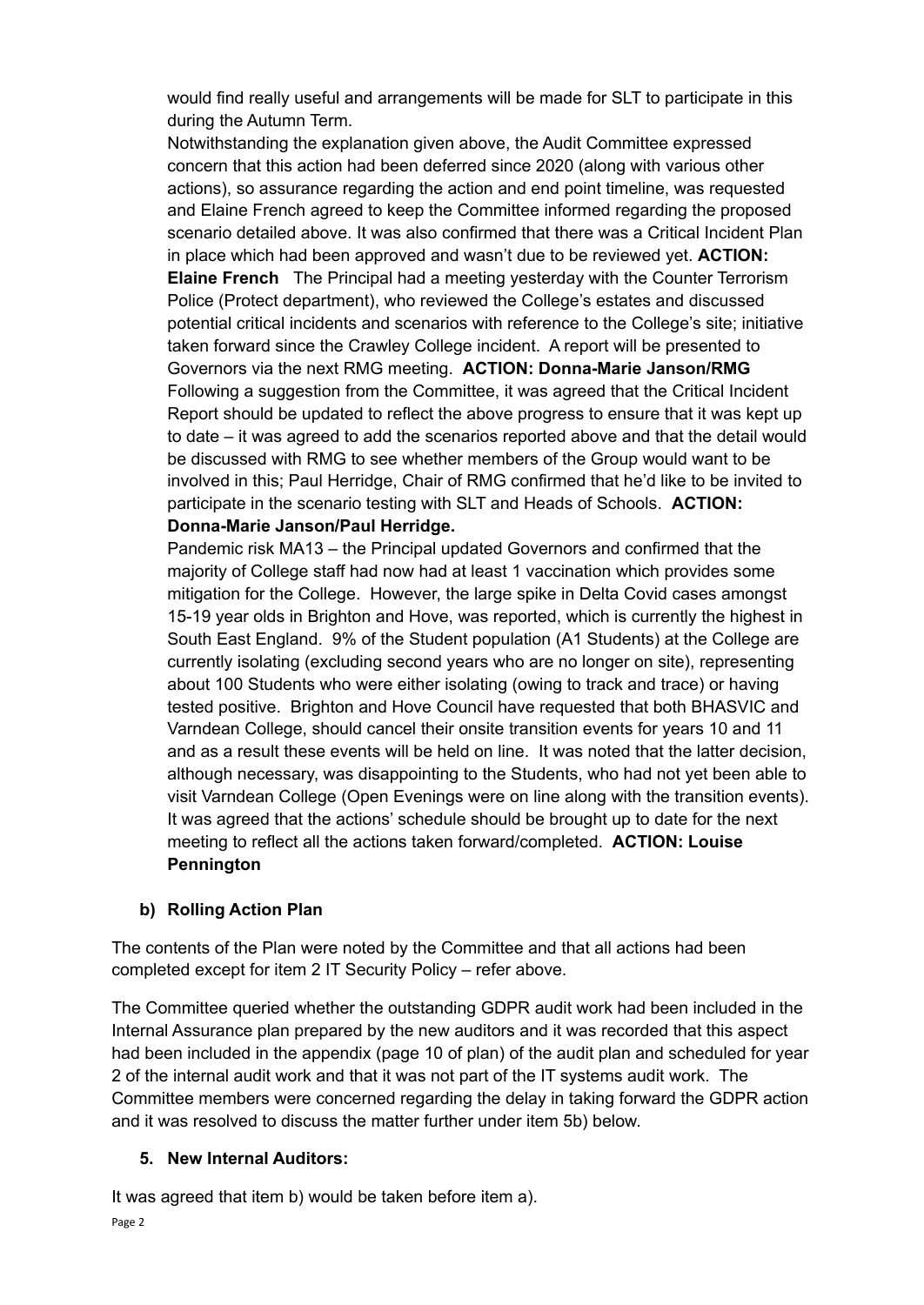would find really useful and arrangements will be made for SLT to participate in this during the Autumn Term.

Notwithstanding the explanation given above, the Audit Committee expressed concern that this action had been deferred since 2020 (along with various other actions), so assurance regarding the action and end point timeline, was requested and Elaine French agreed to keep the Committee informed regarding the proposed scenario detailed above. It was also confirmed that there was a Critical Incident Plan in place which had been approved and wasn't due to be reviewed yet. **ACTION: Elaine French** The Principal had a meeting yesterday with the Counter Terrorism Police (Protect department), who reviewed the College's estates and discussed potential critical incidents and scenarios with reference to the College's site; initiative taken forward since the Crawley College incident. A report will be presented to Governors via the next RMG meeting. **ACTION: Donna-Marie Janson/RMG** Following a suggestion from the Committee, it was agreed that the Critical Incident Report should be updated to reflect the above progress to ensure that it was kept up to date – it was agreed to add the scenarios reported above and that the detail would be discussed with RMG to see whether members of the Group would want to be involved in this; Paul Herridge, Chair of RMG confirmed that he'd like to be invited to participate in the scenario testing with SLT and Heads of Schools. **ACTION: Donna-Marie Janson/Paul Herridge.**

Pandemic risk MA13 – the Principal updated Governors and confirmed that the majority of College staff had now had at least 1 vaccination which provides some mitigation for the College. However, the large spike in Delta Covid cases amongst 15-19 year olds in Brighton and Hove, was reported, which is currently the highest in South East England. 9% of the Student population (A1 Students) at the College are currently isolating (excluding second years who are no longer on site), representing about 100 Students who were either isolating (owing to track and trace) or having tested positive. Brighton and Hove Council have requested that both BHASVIC and Varndean College, should cancel their onsite transition events for years 10 and 11 and as a result these events will be held on line. It was noted that the latter decision, although necessary, was disappointing to the Students, who had not yet been able to visit Varndean College (Open Evenings were on line along with the transition events). It was agreed that the actions' schedule should be brought up to date for the next meeting to reflect all the actions taken forward/completed. **ACTION: Louise Pennington**

**b) Rolling Action Plan**

The contents of the Plan were noted by the Committee and that all actions had been completed except for item 2 IT Security Policy – refer above.

The Committee queried whether the outstanding GDPR audit work had been included in the Internal Assurance plan prepared by the new auditors and it was recorded that this aspect had been included in the appendix (page 10 of plan) of the audit plan and scheduled for year 2 of the internal audit work and that it was not part of the IT systems audit work. The Committee members were concerned regarding the delay in taking forward the GDPR action and it was resolved to discuss the matter further under item 5b) below.

## 5. New Internal Auditors:

It was agreed that item b) would be taken before item a).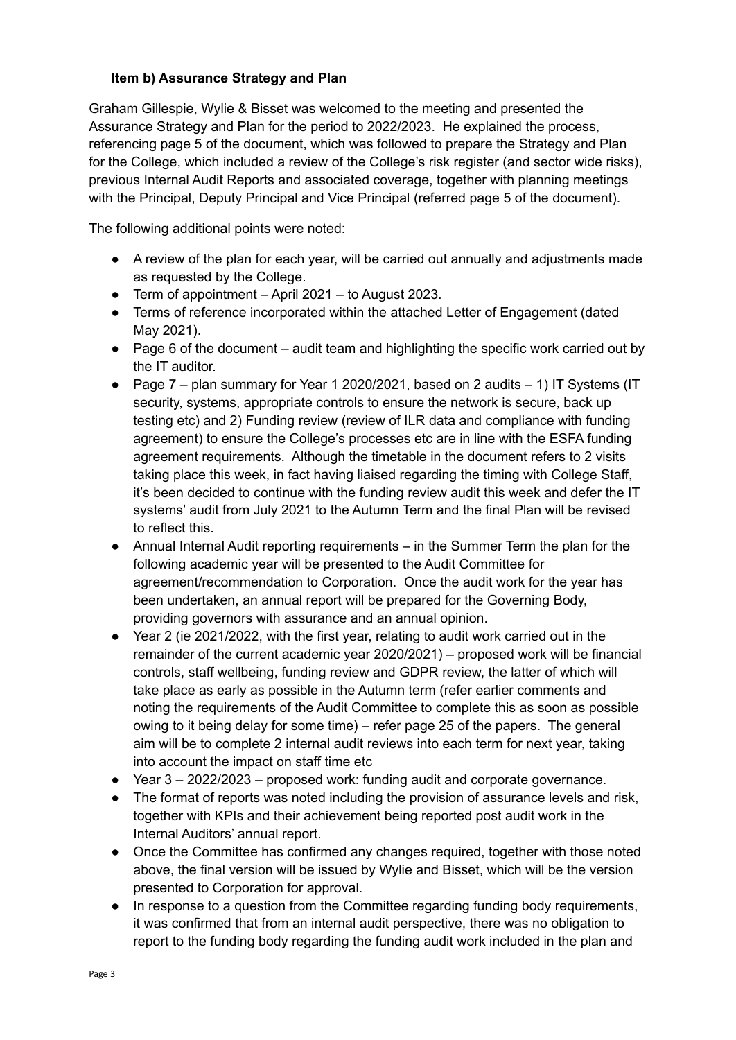**Item b) Assurance Strategy and Plan**

Graham Gillespie, Wylie & Bisset was welcomed to the meeting and presented the Assurance Strategy and Plan for the period to 2022/2023. He explained the process, referencing page 5 of the document, which was followed to prepare the Strategy and Plan for the College, which included a review of the College's risk register (and sector wide risks), previous Internal Audit Reports and associated coverage, together with planning meetings with the Principal, Deputy Principal and Vice Principal (referred page 5 of the document).

The following additional points were noted:

- A review of the plan for each year, will be carried out annually and adjustments made as requested by the College.
- Term of appointment – April 2021 – to August 2023.
- Terms of reference incorporated within the attached Letter of Engagement (dated May 2021).
- Page 6 of the document – audit team and highlighting the specific work carried out by the IT auditor.
- Page 7 – plan summary for Year 1 2020/2021, based on 2 audits – 1) IT Systems (IT security, systems, appropriate controls to ensure the network is secure, back up testing etc) and 2) Funding review (review of ILR data and compliance with funding agreement) to ensure the College's processes etc are in line with the ESFA funding agreement requirements. Although the timetable in the document refers to 2 visits taking place this week, in fact having liaised regarding the timing with College Staff, it's been decided to continue with the funding review audit this week and defer the IT systems' audit from July 2021 to the Autumn Term and the final Plan will be revised to reflect this.
- Annual Internal Audit reporting requirements – in the Summer Term the plan for the following academic year will be presented to the Audit Committee for agreement/recommendation to Corporation. Once the audit work for the year has been undertaken, an annual report will be prepared for the Governing Body, providing governors with assurance and an annual opinion.
- Year 2 (ie 2021/2022, with the first year, relating to audit work carried out in the remainder of the current academic year 2020/2021) – proposed work will be financial controls, staff wellbeing, funding review and GDPR review, the latter of which will take place as early as possible in the Autumn term (refer earlier comments and noting the requirements of the Audit Committee to complete this as soon as possible owing to it being delay for some time) – refer page 25 of the papers. The general aim will be to complete 2 internal audit reviews into each term for next year, taking into account the impact on staff time etc
- Year 3 – 2022/2023 – proposed work: funding audit and corporate governance.
- The format of reports was noted including the provision of assurance levels and risk, together with KPIs and their achievement being reported post audit work in the Internal Auditors' annual report.
- Once the Committee has confirmed any changes required, together with those noted above, the final version will be issued by Wylie and Bisset, which will be the version presented to Corporation for approval.
- In response to a question from the Committee regarding funding body requirements, it was confirmed that from an internal audit perspective, there was no obligation to report to the funding body regarding the funding audit work included in the plan and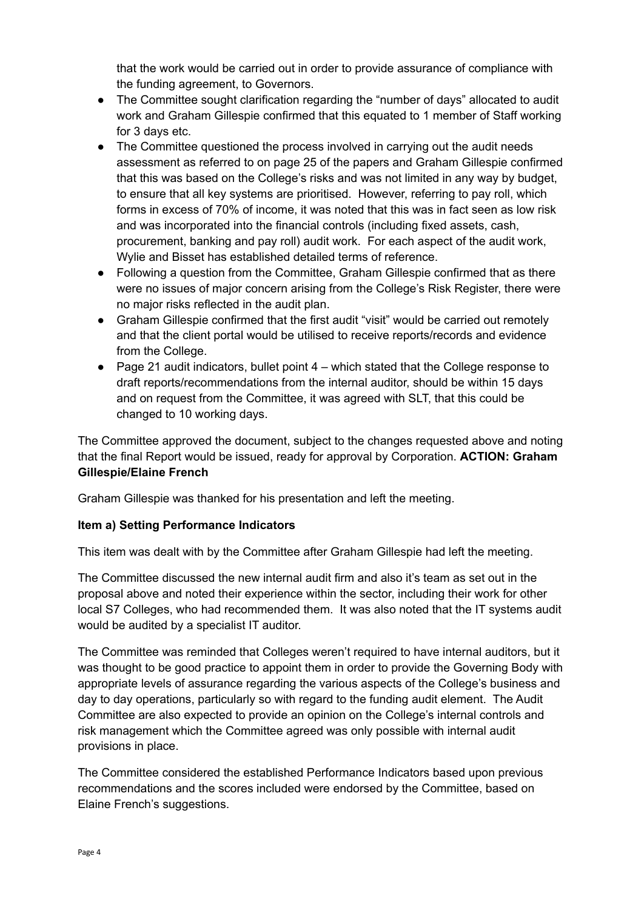that the work would be carried out in order to provide assurance of compliance with the funding agreement, to Governors.

- The Committee sought clarification regarding the "number of days" allocated to audit work and Graham Gillespie confirmed that this equated to 1 member of Staff working for 3 days etc.
- The Committee questioned the process involved in carrying out the audit needs assessment as referred to on page 25 of the papers and Graham Gillespie confirmed that this was based on the College's risks and was not limited in any way by budget, to ensure that all key systems are prioritised. However, referring to pay roll, which forms in excess of 70% of income, it was noted that this was in fact seen as low risk and was incorporated into the financial controls (including fixed assets, cash, procurement, banking and pay roll) audit work. For each aspect of the audit work, Wylie and Bisset has established detailed terms of reference.
- Following a question from the Committee, Graham Gillespie confirmed that as there were no issues of major concern arising from the College's Risk Register, there were no major risks reflected in the audit plan.
- Graham Gillespie confirmed that the first audit "visit" would be carried out remotely and that the client portal would be utilised to receive reports/records and evidence from the College.
- Page 21 audit indicators, bullet point 4 – which stated that the College response to draft reports/recommendations from the internal auditor, should be within 15 days and on request from the Committee, it was agreed with SLT, that this could be changed to 10 working days.

The Committee approved the document, subject to the changes requested above and noting that the final Report would be issued, ready for approval by Corporation. **ACTION: Graham Gillespie/Elaine French**

Graham Gillespie was thanked for his presentation and left the meeting.

**Item a) Setting Performance Indicators**

This item was dealt with by the Committee after Graham Gillespie had left the meeting.

The Committee discussed the new internal audit firm and also it's team as set out in the proposal above and noted their experience within the sector, including their work for other local S7 Colleges, who had recommended them. It was also noted that the IT systems audit would be audited by a specialist IT auditor.

The Committee was reminded that Colleges weren't required to have internal auditors, but it was thought to be good practice to appoint them in order to provide the Governing Body with appropriate levels of assurance regarding the various aspects of the College's business and day to day operations, particularly so with regard to the funding audit element. The Audit Committee are also expected to provide an opinion on the College's internal controls and risk management which the Committee agreed was only possible with internal audit provisions in place.

The Committee considered the established Performance Indicators based upon previous recommendations and the scores included were endorsed by the Committee, based on Elaine French's suggestions.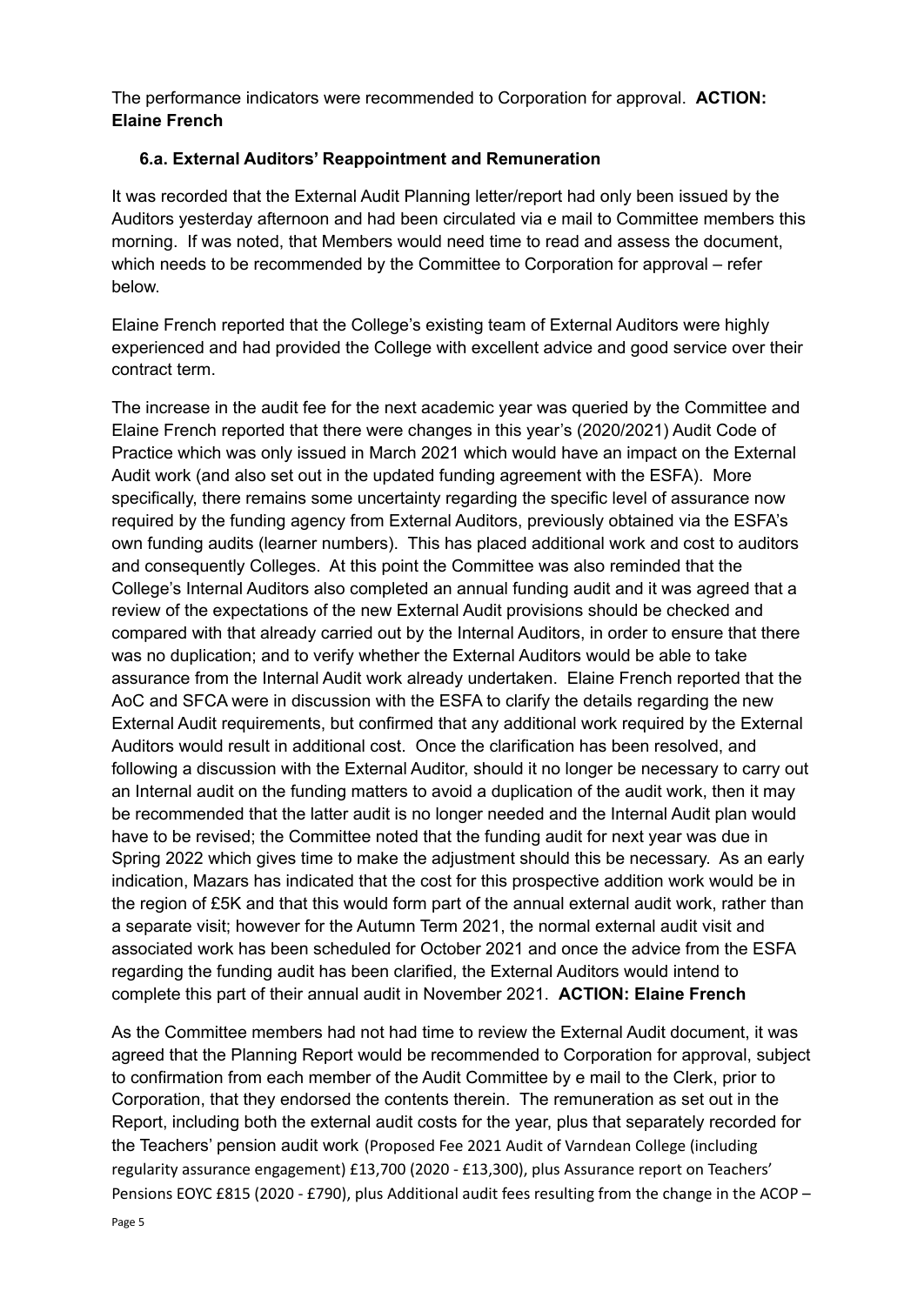The performance indicators were recommended to Corporation for approval. **ACTION: Elaine French**

### 6.a. External Auditors' Reappointment and Remuneration

It was recorded that the External Audit Planning letter/report had only been issued by the Auditors yesterday afternoon and had been circulated via e mail to Committee members this morning. If was noted, that Members would need time to read and assess the document, which needs to be recommended by the Committee to Corporation for approval – refer below.

Elaine French reported that the College's existing team of External Auditors were highly experienced and had provided the College with excellent advice and good service over their contract term.

The increase in the audit fee for the next academic year was queried by the Committee and Elaine French reported that there were changes in this year's (2020/2021) Audit Code of Practice which was only issued in March 2021 which would have an impact on the External Audit work (and also set out in the updated funding agreement with the ESFA). More specifically, there remains some uncertainty regarding the specific level of assurance now required by the funding agency from External Auditors, previously obtained via the ESFA's own funding audits (learner numbers). This has placed additional work and cost to auditors and consequently Colleges. At this point the Committee was also reminded that the College's Internal Auditors also completed an annual funding audit and it was agreed that a review of the expectations of the new External Audit provisions should be checked and compared with that already carried out by the Internal Auditors, in order to ensure that there was no duplication; and to verify whether the External Auditors would be able to take assurance from the Internal Audit work already undertaken. Elaine French reported that the AoC and SFCA were in discussion with the ESFA to clarify the details regarding the new External Audit requirements, but confirmed that any additional work required by the External Auditors would result in additional cost. Once the clarification has been resolved, and following a discussion with the External Auditor, should it no longer be necessary to carry out an Internal audit on the funding matters to avoid a duplication of the audit work, then it may be recommended that the latter audit is no longer needed and the Internal Audit plan would have to be revised; the Committee noted that the funding audit for next year was due in Spring 2022 which gives time to make the adjustment should this be necessary. As an early indication, Mazars has indicated that the cost for this prospective addition work would be in the region of £5K and that this would form part of the annual external audit work, rather than a separate visit; however for the Autumn Term 2021, the normal external audit visit and associated work has been scheduled for October 2021 and once the advice from the ESFA regarding the funding audit has been clarified, the External Auditors would intend to complete this part of their annual audit in November 2021. **ACTION: Elaine French**

As the Committee members had not had time to review the External Audit document, it was agreed that the Planning Report would be recommended to Corporation for approval, subject to confirmation from each member of the Audit Committee by e mail to the Clerk, prior to Corporation, that they endorsed the contents therein. The remuneration as set out in the Report, including both the external audit costs for the year, plus that separately recorded for the Teachers' pension audit work (Proposed Fee 2021 Audit of Varndean College (including regularity assurance engagement) £13,700 (2020 - £13,300), plus Assurance report on Teachers' Pensions EOYC £815 (2020 - £790), plus Additional audit fees resulting from the change in the ACOP –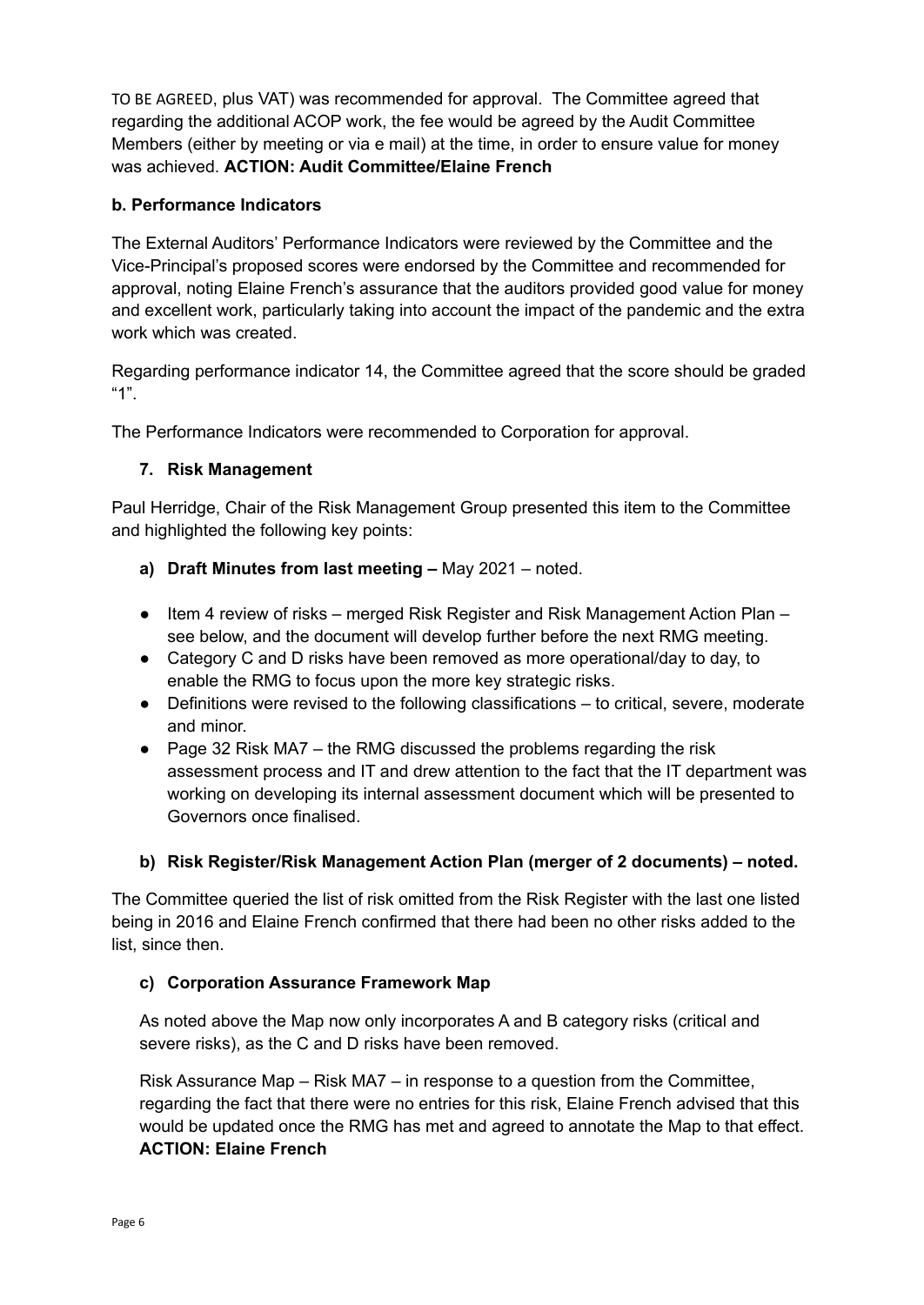TO BE AGREED, plus VAT) was recommended for approval. The Committee agreed that regarding the additional ACOP work, the fee would be agreed by the Audit Committee Members (either by meeting or via e mail) at the time, in order to ensure value for money was achieved. **ACTION: Audit Committee/Elaine French**

**b. Performance Indicators**

The External Auditors' Performance Indicators were reviewed by the Committee and the Vice-Principal's proposed scores were endorsed by the Committee and recommended for approval, noting Elaine French's assurance that the auditors provided good value for money and excellent work, particularly taking into account the impact of the pandemic and the extra work which was created.

Regarding performance indicator 14, the Committee agreed that the score should be graded "1".

The Performance Indicators were recommended to Corporation for approval.

**7. Risk Management**

Paul Herridge, Chair of the Risk Management Group presented this item to the Committee and highlighted the following key points:

**a) Draft Minutes from last meeting –** May 2021 – noted.

- Item 4 review of risks – merged Risk Register and Risk Management Action Plan – see below, and the document will develop further before the next RMG meeting.
- Category C and D risks have been removed as more operational/day to day, to enable the RMG to focus upon the more key strategic risks.
- Definitions were revised to the following classifications – to critical, severe, moderate and minor.
- Page 32 Risk MA7 – the RMG discussed the problems regarding the risk assessment process and IT and drew attention to the fact that the IT department was working on developing its internal assessment document which will be presented to Governors once finalised.

**b) Risk Register/Risk Management Action Plan (merger of 2 documents) – noted.**

The Committee queried the list of risk omitted from the Risk Register with the last one listed being in 2016 and Elaine French confirmed that there had been no other risks added to the list, since then.

**c) Corporation Assurance Framework Map**

As noted above the Map now only incorporates A and B category risks (critical and severe risks), as the C and D risks have been removed.

Risk Assurance Map – Risk MA7 – in response to a question from the Committee, regarding the fact that there were no entries for this risk, Elaine French advised that this would be updated once the RMG has met and agreed to annotate the Map to that effect. **ACTION: Elaine French**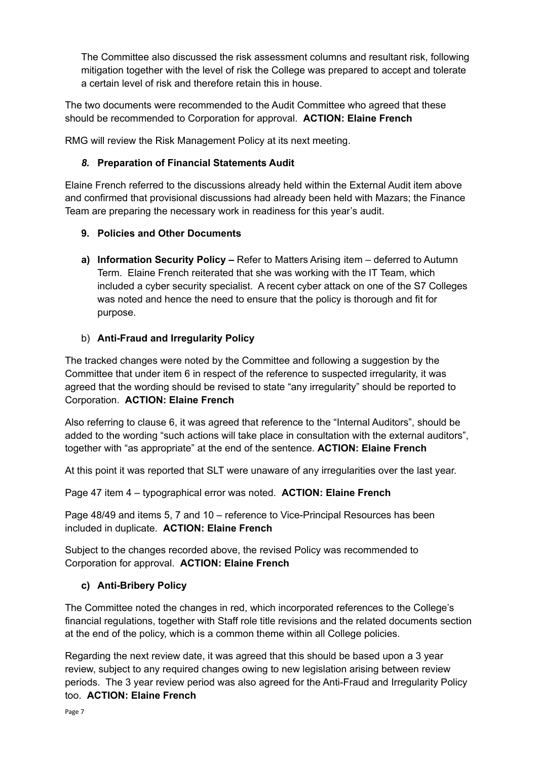The Committee also discussed the risk assessment columns and resultant risk, following mitigation together with the level of risk the College was prepared to accept and tolerate a certain level of risk and therefore retain this in house.

The two documents were recommended to the Audit Committee who agreed that these should be recommended to Corporation for approval. **ACTION: Elaine French**

RMG will review the Risk Management Policy at its next meeting.

## *8.* Preparation of Financial Statements Audit

Elaine French referred to the discussions already held within the External Audit item above and confirmed that provisional discussions had already been held with Mazars; the Finance Team are preparing the necessary work in readiness for this year's audit.

## 9. Policies and Other Documents

**a) Information Security Policy –** Refer to Matters Arising item – deferred to Autumn Term. Elaine French reiterated that she was working with the IT Team, which included a cyber security specialist. A recent cyber attack on one of the S7 Colleges was noted and hence the need to ensure that the policy is thorough and fit for purpose.

b) **Anti-Fraud and Irregularity Policy**

The tracked changes were noted by the Committee and following a suggestion by the Committee that under item 6 in respect of the reference to suspected irregularity, it was agreed that the wording should be revised to state "any irregularity" should be reported to Corporation. **ACTION: Elaine French**

Also referring to clause 6, it was agreed that reference to the "Internal Auditors", should be added to the wording "such actions will take place in consultation with the external auditors", together with "as appropriate" at the end of the sentence. **ACTION: Elaine French**

At this point it was reported that SLT were unaware of any irregularities over the last year.

Page 47 item 4 – typographical error was noted. **ACTION: Elaine French**

Page 48/49 and items 5, 7 and 10 – reference to Vice-Principal Resources has been included in duplicate. **ACTION: Elaine French**

Subject to the changes recorded above, the revised Policy was recommended to Corporation for approval. **ACTION: Elaine French**

**c) Anti-Bribery Policy**

The Committee noted the changes in red, which incorporated references to the College's financial regulations, together with Staff role title revisions and the related documents section at the end of the policy, which is a common theme within all College policies.

Regarding the next review date, it was agreed that this should be based upon a 3 year review, subject to any required changes owing to new legislation arising between review periods. The 3 year review period was also agreed for the Anti-Fraud and Irregularity Policy too. **ACTION: Elaine French**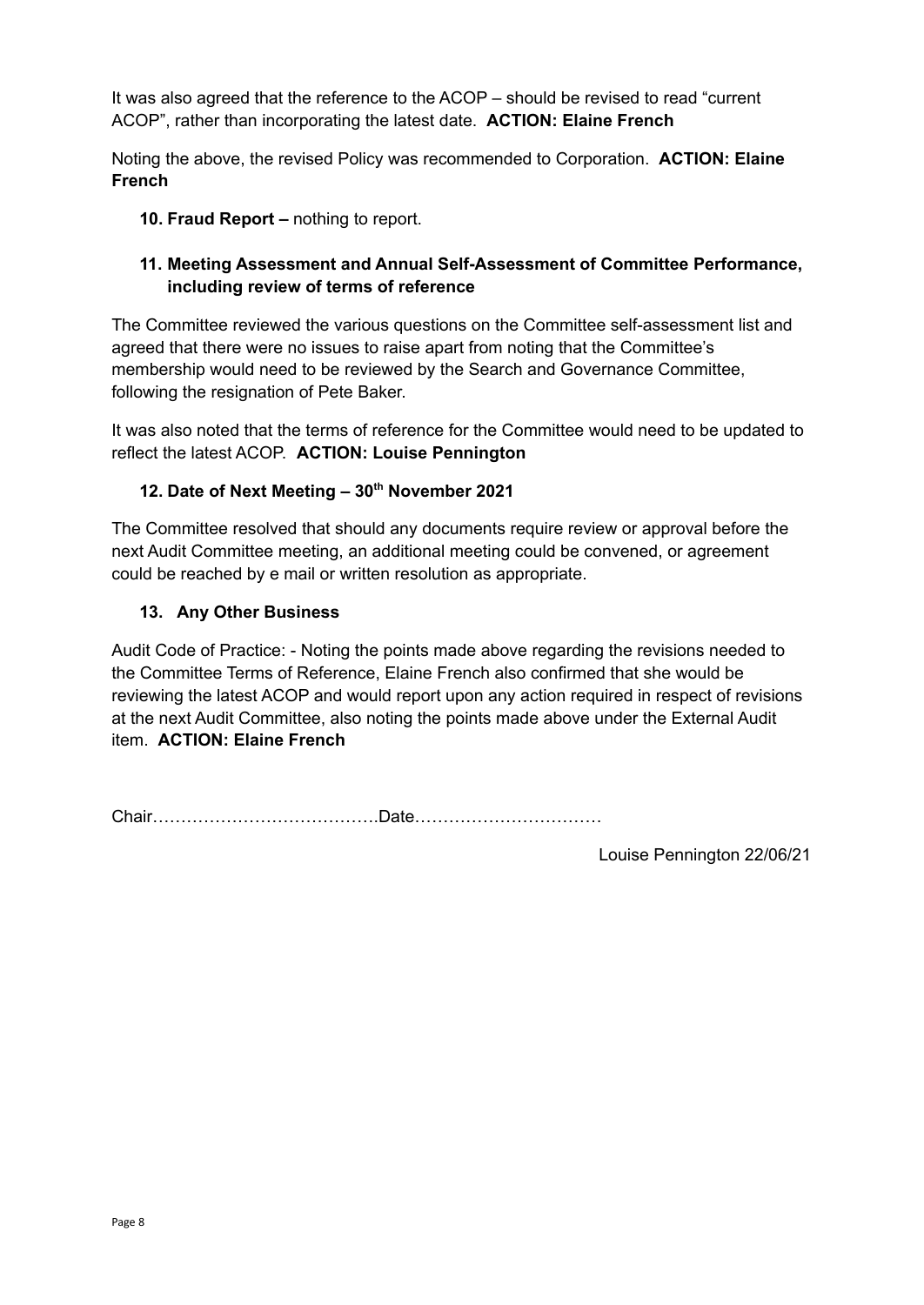It was also agreed that the reference to the ACOP – should be revised to read "current ACOP", rather than incorporating the latest date. **ACTION: Elaine French**

Noting the above, the revised Policy was recommended to Corporation. **ACTION: Elaine French**

**10. Fraud Report –** nothing to report.

**11. Meeting Assessment and Annual Self-Assessment of Committee Performance, including review of terms of reference**

The Committee reviewed the various questions on the Committee self-assessment list and agreed that there were no issues to raise apart from noting that the Committee's membership would need to be reviewed by the Search and Governance Committee, following the resignation of Pete Baker.

It was also noted that the terms of reference for the Committee would need to be updated to reflect the latest ACOP. **ACTION: Louise Pennington**

**12. Date of Next Meeting – 30th November 2021**

The Committee resolved that should any documents require review or approval before the next Audit Committee meeting, an additional meeting could be convened, or agreement could be reached by e mail or written resolution as appropriate.

**13. Any Other Business**

Audit Code of Practice: - Noting the points made above regarding the revisions needed to the Committee Terms of Reference, Elaine French also confirmed that she would be reviewing the latest ACOP and would report upon any action required in respect of revisions at the next Audit Committee, also noting the points made above under the External Audit item. **ACTION: Elaine French**

Chair………………………………….Date……………………………

Louise Pennington 22/06/21